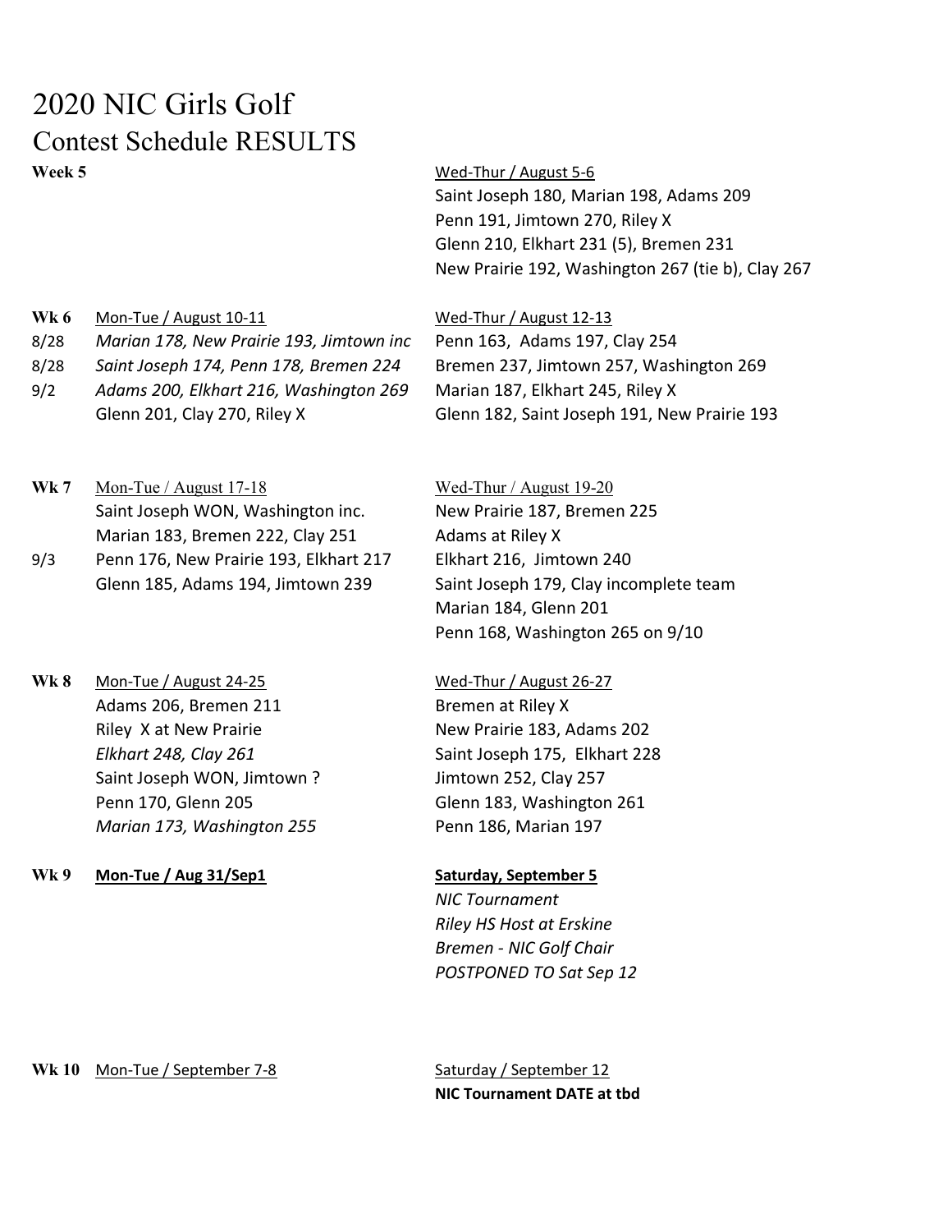# 2020 NIC Girls Golf

## Contest Schedule RESULTS

| Week | Date | Mon-Tue | Wed-Thur |
|---|---|---|---|
| **Week 5** | | | Wed-Thur / August 5-6 |
| | | | Saint Joseph 180, Marian 198, Adams 209 |
| | | | Penn 191, Jimtown 270, Riley X |
| | | | Glenn 210, Elkhart 231 (5), Bremen 231 |
| | | | New Prairie 192, Washington 267 (tie b), Clay 267 |
| **Wk 6** | | Mon-Tue / August 10-11 | Wed-Thur / August 12-13 |
| | 8/28 | *Marian 178, New Prairie 193, Jimtown inc* | Penn 163, Adams 197, Clay 254 |
| | 8/28 | *Saint Joseph 174, Penn 178, Bremen 224* | Bremen 237, Jimtown 257, Washington 269 |
| | 9/2 | *Adams 200, Elkhart 216, Washington 269* | Marian 187, Elkhart 245, Riley X |
| | | Glenn 201, Clay 270, Riley X | Glenn 182, Saint Joseph 191, New Prairie 193 |
| **Wk 7** | | Mon-Tue / August 17-18 | Wed-Thur / August 19-20 |
| | | Saint Joseph WON, Washington inc. | New Prairie 187, Bremen 225 |
| | | Marian 183, Bremen 222, Clay 251 | Adams at Riley X |
| | 9/3 | Penn 176, New Prairie 193, Elkhart 217 | Elkhart 216, Jimtown 240 |
| | | Glenn 185, Adams 194, Jimtown 239 | Saint Joseph 179, Clay incomplete team |
| | | | Marian 184, Glenn 201 |
| | | | Penn 168, Washington 265 on 9/10 |
| **Wk 8** | | Mon-Tue / August 24-25 | Wed-Thur / August 26-27 |
| | | Adams 206, Bremen 211 | Bremen at Riley X |
| | | Riley X at New Prairie | New Prairie 183, Adams 202 |
| | | *Elkhart 248, Clay 261* | Saint Joseph 175, Elkhart 228 |
| | | Saint Joseph WON, Jimtown ? | Jimtown 252, Clay 257 |
| | | Penn 170, Glenn 205 | Glenn 183, Washington 261 |
| | | *Marian 173, Washington 255* | Penn 186, Marian 197 |
| **Wk 9** | | **Mon-Tue / Aug 31/Sep1** | **Saturday, September 5** |
| | | | *NIC Tournament* |
| | | | *Riley HS Host at Erskine* |
| | | | *Bremen - NIC Golf Chair* |
| | | | *POSTPONED TO Sat Sep 12* |
| **Wk 10** | | Mon-Tue / September 7-8 | Saturday / September 12 |
| | | | **NIC Tournament DATE at tbd** |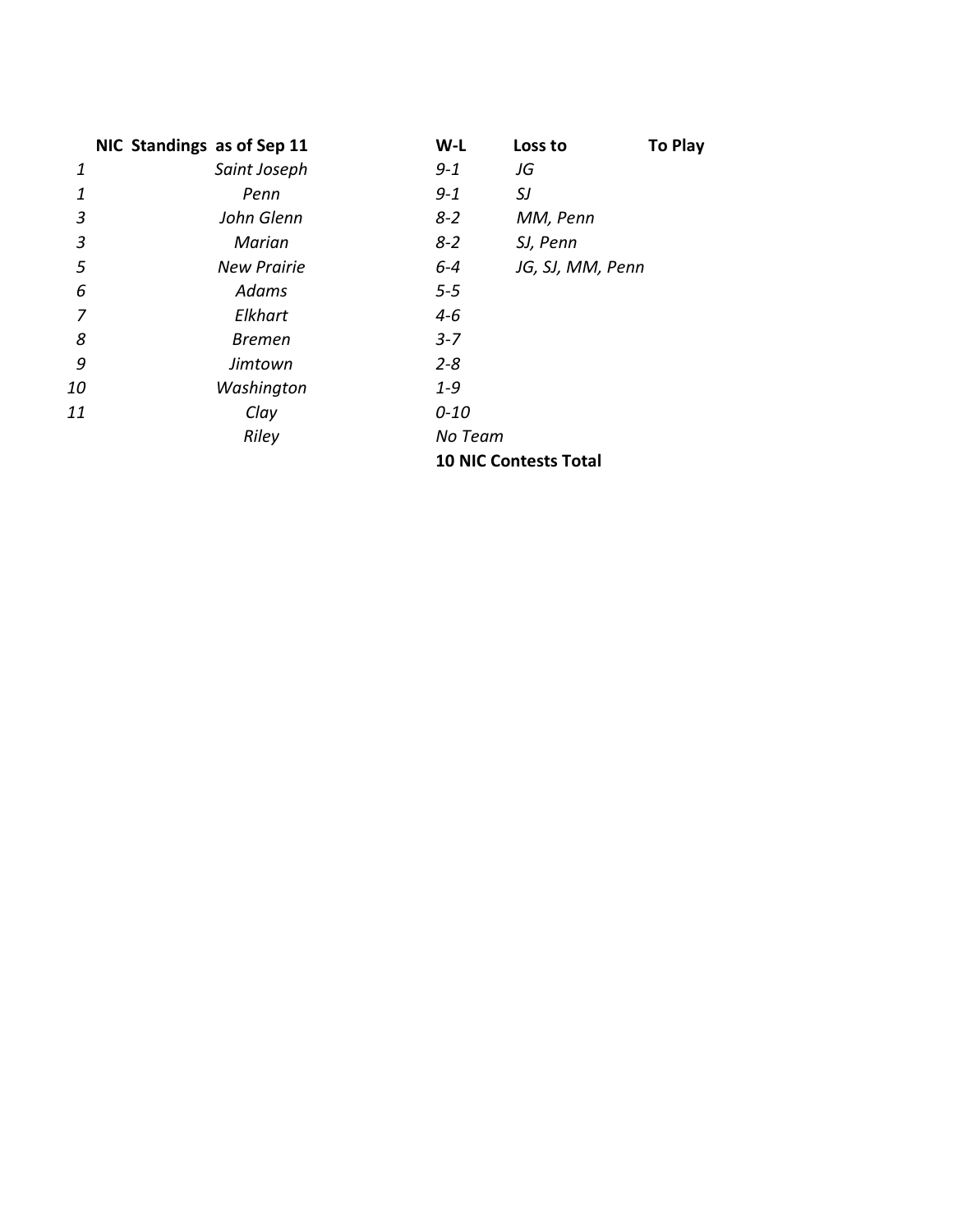| | NIC Standings as of Sep 11 | W-L | Loss to | To Play |
|---|---|---|---|---|
| *1* | *Saint Joseph* | *9-1* | *JG* | |
| *1* | *Penn* | *9-1* | *SJ* | |
| *3* | *John Glenn* | *8-2* | *MM, Penn* | |
| *3* | *Marian* | *8-2* | *SJ, Penn* | |
| *5* | *New Prairie* | *6-4* | *JG, SJ, MM, Penn* | |
| *6* | *Adams* | *5-5* | | |
| *7* | *Elkhart* | *4-6* | | |
| *8* | *Bremen* | *3-7* | | |
| *9* | *Jimtown* | *2-8* | | |
| *10* | *Washington* | *1-9* | | |
| *11* | *Clay* | *0-10* | | |
| | *Riley* | *No Team* | | |
| | | **10 NIC Contests Total** | | |